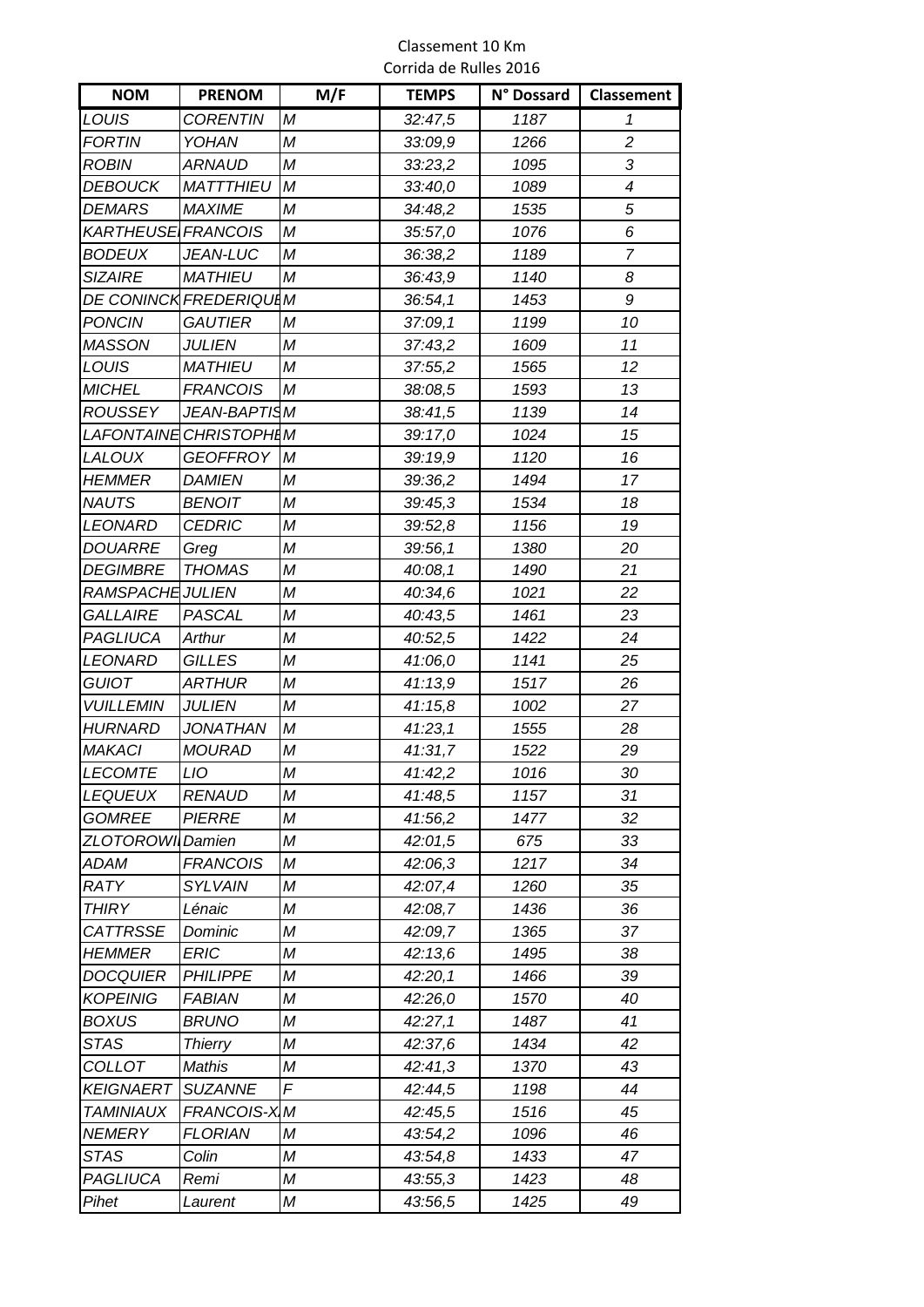Classement 10 Km

Corrida de Rulles 2016

| NOM | PRENOM | M/F | TEMPS | N° Dossard | Classement |
|---|---|---|---|---|---|
| *LOUIS* | *CORENTIN* | *M* | *32:47,5* | *1187* | *1* |
| *FORTIN* | *YOHAN* | *M* | *33:09,9* | *1266* | *2* |
| *ROBIN* | *ARNAUD* | *M* | *33:23,2* | *1095* | *3* |
| *DEBOUCK* | *MATTTHIEU* | *M* | *33:40,0* | *1089* | *4* |
| *DEMARS* | *MAXIME* | *M* | *34:48,2* | *1535* | *5* |
| *KARTHEUSEI* | *FRANCOIS* | *M* | *35:57,0* | *1076* | *6* |
| *BODEUX* | *JEAN-LUC* | *M* | *36:38,2* | *1189* | *7* |
| *SIZAIRE* | *MATHIEU* | *M* | *36:43,9* | *1140* | *8* |
| *DE CONINCK* | *FREDERIQUE* | *M* | *36:54,1* | *1453* | *9* |
| *PONCIN* | *GAUTIER* | *M* | *37:09,1* | *1199* | *10* |
| *MASSON* | *JULIEN* | *M* | *37:43,2* | *1609* | *11* |
| *LOUIS* | *MATHIEU* | *M* | *37:55,2* | *1565* | *12* |
| *MICHEL* | *FRANCOIS* | *M* | *38:08,5* | *1593* | *13* |
| *ROUSSEY* | *JEAN-BAPTIS* | *M* | *38:41,5* | *1139* | *14* |
| *LAFONTAINE* | *CHRISTOPHE* | *M* | *39:17,0* | *1024* | *15* |
| *LALOUX* | *GEOFFROY* | *M* | *39:19,9* | *1120* | *16* |
| *HEMMER* | *DAMIEN* | *M* | *39:36,2* | *1494* | *17* |
| *NAUTS* | *BENOIT* | *M* | *39:45,3* | *1534* | *18* |
| *LEONARD* | *CEDRIC* | *M* | *39:52,8* | *1156* | *19* |
| *DOUARRE* | *Greg* | *M* | *39:56,1* | *1380* | *20* |
| *DEGIMBRE* | *THOMAS* | *M* | *40:08,1* | *1490* | *21* |
| *RAMSPACHE* | *JULIEN* | *M* | *40:34,6* | *1021* | *22* |
| *GALLAIRE* | *PASCAL* | *M* | *40:43,5* | *1461* | *23* |
| *PAGLIUCA* | *Arthur* | *M* | *40:52,5* | *1422* | *24* |
| *LEONARD* | *GILLES* | *M* | *41:06,0* | *1141* | *25* |
| *GUIOT* | *ARTHUR* | *M* | *41:13,9* | *1517* | *26* |
| *VUILLEMIN* | *JULIEN* | *M* | *41:15,8* | *1002* | *27* |
| *HURNARD* | *JONATHAN* | *M* | *41:23,1* | *1555* | *28* |
| *MAKACI* | *MOURAD* | *M* | *41:31,7* | *1522* | *29* |
| *LECOMTE* | *LIO* | *M* | *41:42,2* | *1016* | *30* |
| *LEQUEUX* | *RENAUD* | *M* | *41:48,5* | *1157* | *31* |
| *GOMREE* | *PIERRE* | *M* | *41:56,2* | *1477* | *32* |
| *ZLOTOROWI* | *Damien* | *M* | *42:01,5* | *675* | *33* |
| *ADAM* | *FRANCOIS* | *M* | *42:06,3* | *1217* | *34* |
| *RATY* | *SYLVAIN* | *M* | *42:07,4* | *1260* | *35* |
| *THIRY* | *Lénaic* | *M* | *42:08,7* | *1436* | *36* |
| *CATTRSSE* | *Dominic* | *M* | *42:09,7* | *1365* | *37* |
| *HEMMER* | *ERIC* | *M* | *42:13,6* | *1495* | *38* |
| *DOCQUIER* | *PHILIPPE* | *M* | *42:20,1* | *1466* | *39* |
| *KOPEINIG* | *FABIAN* | *M* | *42:26,0* | *1570* | *40* |
| *BOXUS* | *BRUNO* | *M* | *42:27,1* | *1487* | *41* |
| *STAS* | *Thierry* | *M* | *42:37,6* | *1434* | *42* |
| *COLLOT* | *Mathis* | *M* | *42:41,3* | *1370* | *43* |
| *KEIGNAERT* | *SUZANNE* | *F* | *42:44,5* | *1198* | *44* |
| *TAMINIAUX* | *FRANCOIS-X* | *M* | *42:45,5* | *1516* | *45* |
| *NEMERY* | *FLORIAN* | *M* | *43:54,2* | *1096* | *46* |
| *STAS* | *Colin* | *M* | *43:54,8* | *1433* | *47* |
| *PAGLIUCA* | *Remi* | *M* | *43:55,3* | *1423* | *48* |
| *Pihet* | *Laurent* | *M* | *43:56,5* | *1425* | *49* |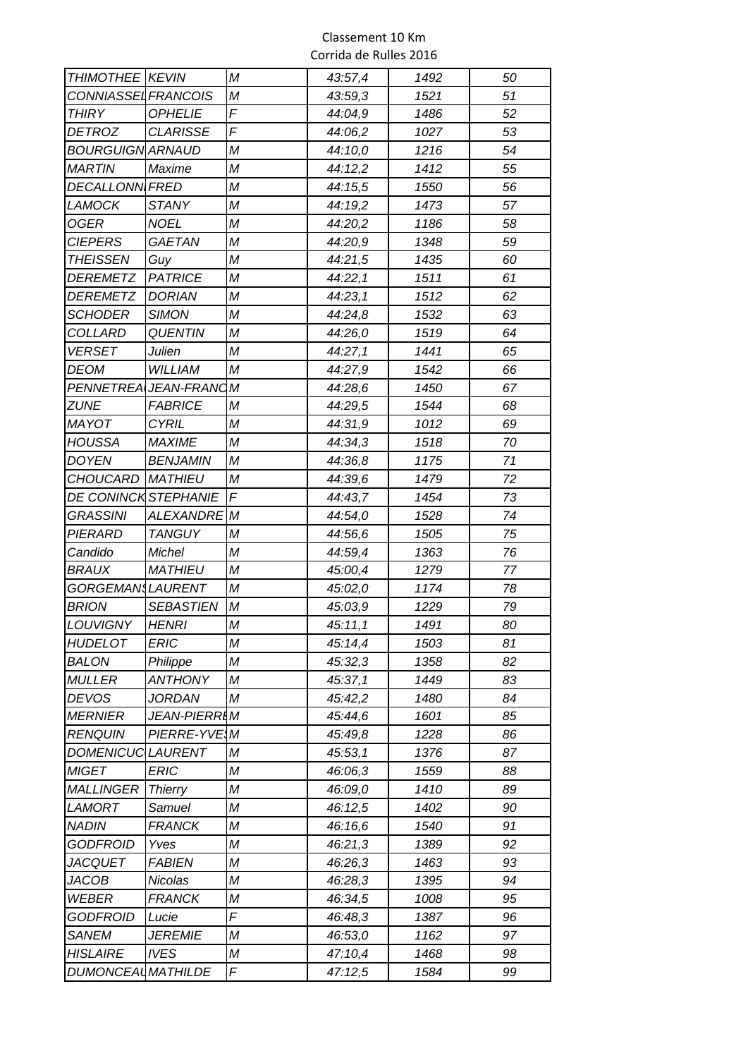Classement 10 Km
Corrida de Rulles 2016

| | | | | | |
|---|---|---|---|---|---|
| THIMOTHEE | KEVIN | M | 43:57,4 | 1492 | 50 |
| CONNIASSEL | FRANCOIS | M | 43:59,3 | 1521 | 51 |
| THIRY | OPHELIE | F | 44:04,9 | 1486 | 52 |
| DETROZ | CLARISSE | F | 44:06,2 | 1027 | 53 |
| BOURGUIGN | ARNAUD | M | 44:10,0 | 1216 | 54 |
| MARTIN | Maxime | M | 44:12,2 | 1412 | 55 |
| DECALLONN | FRED | M | 44:15,5 | 1550 | 56 |
| LAMOCK | STANY | M | 44:19,2 | 1473 | 57 |
| OGER | NOEL | M | 44:20,2 | 1186 | 58 |
| CIEPERS | GAETAN | M | 44:20,9 | 1348 | 59 |
| THEISSEN | Guy | M | 44:21,5 | 1435 | 60 |
| DEREMETZ | PATRICE | M | 44:22,1 | 1511 | 61 |
| DEREMETZ | DORIAN | M | 44:23,1 | 1512 | 62 |
| SCHODER | SIMON | M | 44:24,8 | 1532 | 63 |
| COLLARD | QUENTIN | M | 44:26,0 | 1519 | 64 |
| VERSET | Julien | M | 44:27,1 | 1441 | 65 |
| DEOM | WILLIAM | M | 44:27,9 | 1542 | 66 |
| PENNETREA | JEAN-FRANC | M | 44:28,6 | 1450 | 67 |
| ZUNE | FABRICE | M | 44:29,5 | 1544 | 68 |
| MAYOT | CYRIL | M | 44:31,9 | 1012 | 69 |
| HOUSSA | MAXIME | M | 44:34,3 | 1518 | 70 |
| DOYEN | BENJAMIN | M | 44:36,8 | 1175 | 71 |
| CHOUCARD | MATHIEU | M | 44:39,6 | 1479 | 72 |
| DE CONINCK | STEPHANIE | F | 44:43,7 | 1454 | 73 |
| GRASSINI | ALEXANDRE | M | 44:54,0 | 1528 | 74 |
| PIERARD | TANGUY | M | 44:56,6 | 1505 | 75 |
| Candido | Michel | M | 44:59,4 | 1363 | 76 |
| BRAUX | MATHIEU | M | 45:00,4 | 1279 | 77 |
| GORGEMANS | LAURENT | M | 45:02,0 | 1174 | 78 |
| BRION | SEBASTIEN | M | 45:03,9 | 1229 | 79 |
| LOUVIGNY | HENRI | M | 45:11,1 | 1491 | 80 |
| HUDELOT | ERIC | M | 45:14,4 | 1503 | 81 |
| BALON | Philippe | M | 45:32,3 | 1358 | 82 |
| MULLER | ANTHONY | M | 45:37,1 | 1449 | 83 |
| DEVOS | JORDAN | M | 45:42,2 | 1480 | 84 |
| MERNIER | JEAN-PIERRE | M | 45:44,6 | 1601 | 85 |
| RENQUIN | PIERRE-YVES | M | 45:49,8 | 1228 | 86 |
| DOMENICUC | LAURENT | M | 45:53,1 | 1376 | 87 |
| MIGET | ERIC | M | 46:06,3 | 1559 | 88 |
| MALLINGER | Thierry | M | 46:09,0 | 1410 | 89 |
| LAMORT | Samuel | M | 46:12,5 | 1402 | 90 |
| NADIN | FRANCK | M | 46:16,6 | 1540 | 91 |
| GODFROID | Yves | M | 46:21,3 | 1389 | 92 |
| JACQUET | FABIEN | M | 46:26,3 | 1463 | 93 |
| JACOB | Nicolas | M | 46:28,3 | 1395 | 94 |
| WEBER | FRANCK | M | 46:34,5 | 1008 | 95 |
| GODFROID | Lucie | F | 46:48,3 | 1387 | 96 |
| SANEM | JEREMIE | M | 46:53,0 | 1162 | 97 |
| HISLAIRE | IVES | M | 47:10,4 | 1468 | 98 |
| DUMONCEAU | MATHILDE | F | 47:12,5 | 1584 | 99 |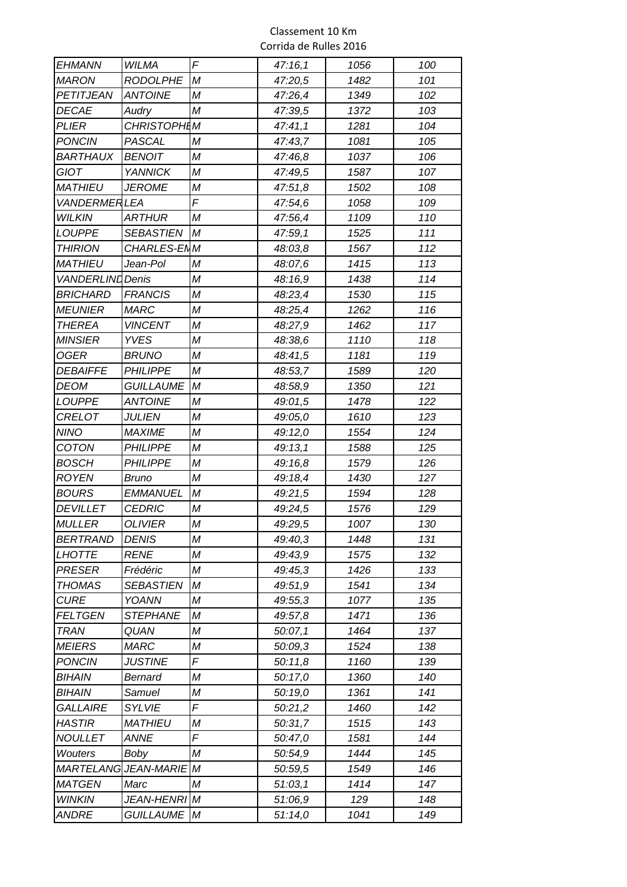Classement 10 Km
Corrida de Rulles 2016

| | | | | | |
|---|---|---|---|---|---|
| EHMANN | WILMA | F | 47:16,1 | 1056 | 100 |
| MARON | RODOLPHE | M | 47:20,5 | 1482 | 101 |
| PETITJEAN | ANTOINE | M | 47:26,4 | 1349 | 102 |
| DECAE | Audry | M | 47:39,5 | 1372 | 103 |
| PLIER | CHRISTOPHE | M | 47:41,1 | 1281 | 104 |
| PONCIN | PASCAL | M | 47:43,7 | 1081 | 105 |
| BARTHAUX | BENOIT | M | 47:46,8 | 1037 | 106 |
| GIOT | YANNICK | M | 47:49,5 | 1587 | 107 |
| MATHIEU | JEROME | M | 47:51,8 | 1502 | 108 |
| VANDERMER | LEA | F | 47:54,6 | 1058 | 109 |
| WILKIN | ARTHUR | M | 47:56,4 | 1109 | 110 |
| LOUPPE | SEBASTIEN | M | 47:59,1 | 1525 | 111 |
| THIRION | CHARLES-EM | M | 48:03,8 | 1567 | 112 |
| MATHIEU | Jean-Pol | M | 48:07,6 | 1415 | 113 |
| VANDERLIND | Denis | M | 48:16,9 | 1438 | 114 |
| BRICHARD | FRANCIS | M | 48:23,4 | 1530 | 115 |
| MEUNIER | MARC | M | 48:25,4 | 1262 | 116 |
| THEREA | VINCENT | M | 48:27,9 | 1462 | 117 |
| MINSIER | YVES | M | 48:38,6 | 1110 | 118 |
| OGER | BRUNO | M | 48:41,5 | 1181 | 119 |
| DEBAIFFE | PHILIPPE | M | 48:53,7 | 1589 | 120 |
| DEOM | GUILLAUME | M | 48:58,9 | 1350 | 121 |
| LOUPPE | ANTOINE | M | 49:01,5 | 1478 | 122 |
| CRELOT | JULIEN | M | 49:05,0 | 1610 | 123 |
| NINO | MAXIME | M | 49:12,0 | 1554 | 124 |
| COTON | PHILIPPE | M | 49:13,1 | 1588 | 125 |
| BOSCH | PHILIPPE | M | 49:16,8 | 1579 | 126 |
| ROYEN | Bruno | M | 49:18,4 | 1430 | 127 |
| BOURS | EMMANUEL | M | 49:21,5 | 1594 | 128 |
| DEVILLET | CEDRIC | M | 49:24,5 | 1576 | 129 |
| MULLER | OLIVIER | M | 49:29,5 | 1007 | 130 |
| BERTRAND | DENIS | M | 49:40,3 | 1448 | 131 |
| LHOTTE | RENE | M | 49:43,9 | 1575 | 132 |
| PRESER | Frédéric | M | 49:45,3 | 1426 | 133 |
| THOMAS | SEBASTIEN | M | 49:51,9 | 1541 | 134 |
| CURE | YOANN | M | 49:55,3 | 1077 | 135 |
| FELTGEN | STEPHANE | M | 49:57,8 | 1471 | 136 |
| TRAN | QUAN | M | 50:07,1 | 1464 | 137 |
| MEIERS | MARC | M | 50:09,3 | 1524 | 138 |
| PONCIN | JUSTINE | F | 50:11,8 | 1160 | 139 |
| BIHAIN | Bernard | M | 50:17,0 | 1360 | 140 |
| BIHAIN | Samuel | M | 50:19,0 | 1361 | 141 |
| GALLAIRE | SYLVIE | F | 50:21,2 | 1460 | 142 |
| HASTIR | MATHIEU | M | 50:31,7 | 1515 | 143 |
| NOULLET | ANNE | F | 50:47,0 | 1581 | 144 |
| Wouters | Boby | M | 50:54,9 | 1444 | 145 |
| MARTELANG | JEAN-MARIE | M | 50:59,5 | 1549 | 146 |
| MATGEN | Marc | M | 51:03,1 | 1414 | 147 |
| WINKIN | JEAN-HENRI | M | 51:06,9 | 129 | 148 |
| ANDRE | GUILLAUME | M | 51:14,0 | 1041 | 149 |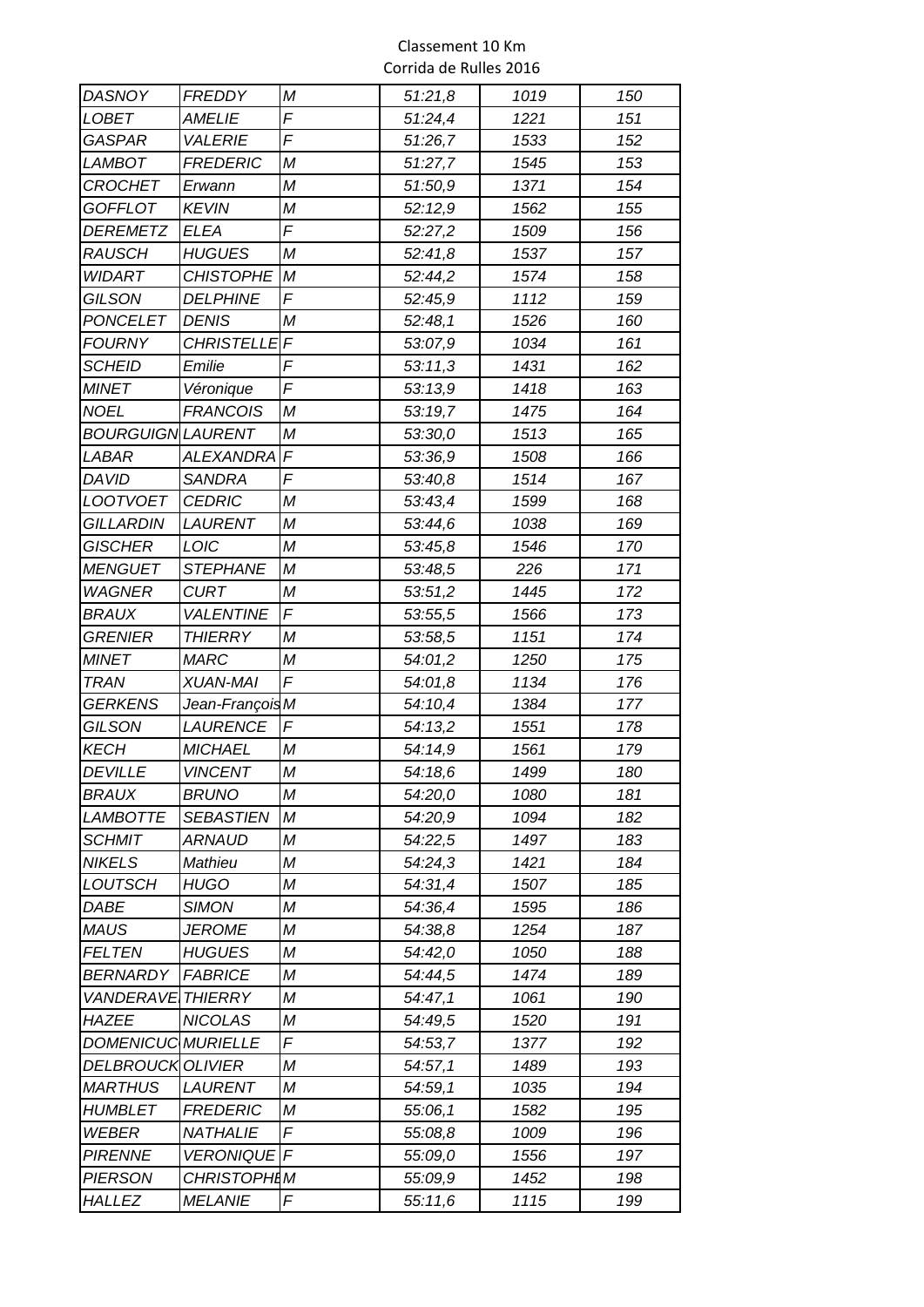Classement 10 Km
Corrida de Rulles 2016

| | | | | | |
|---|---|---|---|---|---|
| DASNOY | FREDDY | M | 51:21,8 | 1019 | 150 |
| LOBET | AMELIE | F | 51:24,4 | 1221 | 151 |
| GASPAR | VALERIE | F | 51:26,7 | 1533 | 152 |
| LAMBOT | FREDERIC | M | 51:27,7 | 1545 | 153 |
| CROCHET | Erwann | M | 51:50,9 | 1371 | 154 |
| GOFFLOT | KEVIN | M | 52:12,9 | 1562 | 155 |
| DEREMETZ | ELEA | F | 52:27,2 | 1509 | 156 |
| RAUSCH | HUGUES | M | 52:41,8 | 1537 | 157 |
| WIDART | CHISTOPHE | M | 52:44,2 | 1574 | 158 |
| GILSON | DELPHINE | F | 52:45,9 | 1112 | 159 |
| PONCELET | DENIS | M | 52:48,1 | 1526 | 160 |
| FOURNY | CHRISTELLE | F | 53:07,9 | 1034 | 161 |
| SCHEID | Emilie | F | 53:11,3 | 1431 | 162 |
| MINET | Véronique | F | 53:13,9 | 1418 | 163 |
| NOEL | FRANCOIS | M | 53:19,7 | 1475 | 164 |
| BOURGUIGN | LAURENT | M | 53:30,0 | 1513 | 165 |
| LABAR | ALEXANDRA | F | 53:36,9 | 1508 | 166 |
| DAVID | SANDRA | F | 53:40,8 | 1514 | 167 |
| LOOTVOET | CEDRIC | M | 53:43,4 | 1599 | 168 |
| GILLARDIN | LAURENT | M | 53:44,6 | 1038 | 169 |
| GISCHER | LOIC | M | 53:45,8 | 1546 | 170 |
| MENGUET | STEPHANE | M | 53:48,5 | 226 | 171 |
| WAGNER | CURT | M | 53:51,2 | 1445 | 172 |
| BRAUX | VALENTINE | F | 53:55,5 | 1566 | 173 |
| GRENIER | THIERRY | M | 53:58,5 | 1151 | 174 |
| MINET | MARC | M | 54:01,2 | 1250 | 175 |
| TRAN | XUAN-MAI | F | 54:01,8 | 1134 | 176 |
| GERKENS | Jean-François | M | 54:10,4 | 1384 | 177 |
| GILSON | LAURENCE | F | 54:13,2 | 1551 | 178 |
| KECH | MICHAEL | M | 54:14,9 | 1561 | 179 |
| DEVILLE | VINCENT | M | 54:18,6 | 1499 | 180 |
| BRAUX | BRUNO | M | 54:20,0 | 1080 | 181 |
| LAMBOTTE | SEBASTIEN | M | 54:20,9 | 1094 | 182 |
| SCHMIT | ARNAUD | M | 54:22,5 | 1497 | 183 |
| NIKELS | Mathieu | M | 54:24,3 | 1421 | 184 |
| LOUTSCH | HUGO | M | 54:31,4 | 1507 | 185 |
| DABE | SIMON | M | 54:36,4 | 1595 | 186 |
| MAUS | JEROME | M | 54:38,8 | 1254 | 187 |
| FELTEN | HUGUES | M | 54:42,0 | 1050 | 188 |
| BERNARDY | FABRICE | M | 54:44,5 | 1474 | 189 |
| VANDERAVE | THIERRY | M | 54:47,1 | 1061 | 190 |
| HAZEE | NICOLAS | M | 54:49,5 | 1520 | 191 |
| DOMENICUC | MURIELLE | F | 54:53,7 | 1377 | 192 |
| DELBROUCK | OLIVIER | M | 54:57,1 | 1489 | 193 |
| MARTHUS | LAURENT | M | 54:59,1 | 1035 | 194 |
| HUMBLET | FREDERIC | M | 55:06,1 | 1582 | 195 |
| WEBER | NATHALIE | F | 55:08,8 | 1009 | 196 |
| PIRENNE | VERONIQUE | F | 55:09,0 | 1556 | 197 |
| PIERSON | CHRISTOPHE | M | 55:09,9 | 1452 | 198 |
| HALLEZ | MELANIE | F | 55:11,6 | 1115 | 199 |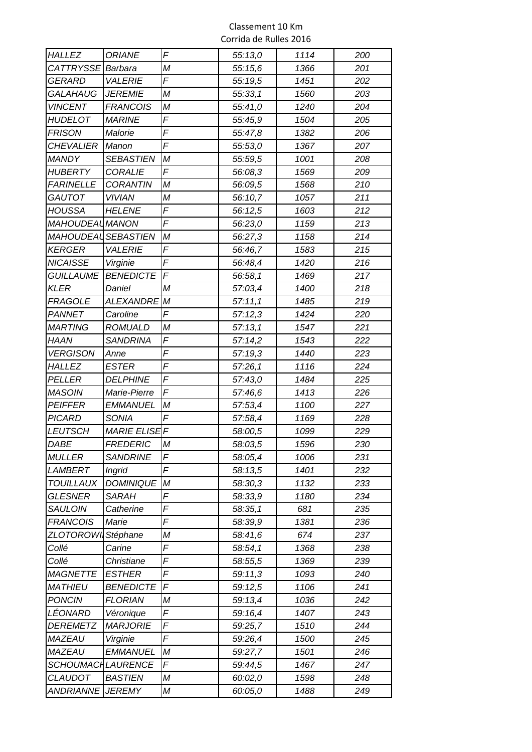Classement 10 Km
Corrida de Rulles 2016

| | | | | | |
|---|---|---|---|---|---|
| HALLEZ | ORIANE | F | 55:13,0 | 1114 | 200 |
| CATTRYSSE | Barbara | M | 55:15,6 | 1366 | 201 |
| GERARD | VALERIE | F | 55:19,5 | 1451 | 202 |
| GALAHAUG | JEREMIE | M | 55:33,1 | 1560 | 203 |
| VINCENT | FRANCOIS | M | 55:41,0 | 1240 | 204 |
| HUDELOT | MARINE | F | 55:45,9 | 1504 | 205 |
| FRISON | Malorie | F | 55:47,8 | 1382 | 206 |
| CHEVALIER | Manon | F | 55:53,0 | 1367 | 207 |
| MANDY | SEBASTIEN | M | 55:59,5 | 1001 | 208 |
| HUBERTY | CORALIE | F | 56:08,3 | 1569 | 209 |
| FARINELLE | CORANTIN | M | 56:09,5 | 1568 | 210 |
| GAUTOT | VIVIAN | M | 56:10,7 | 1057 | 211 |
| HOUSSA | HELENE | F | 56:12,5 | 1603 | 212 |
| MAHOUDEAU | MANON | F | 56:23,0 | 1159 | 213 |
| MAHOUDEAU | SEBASTIEN | M | 56:27,3 | 1158 | 214 |
| KERGER | VALERIE | F | 56:46,7 | 1583 | 215 |
| NICAISSE | Virginie | F | 56:48,4 | 1420 | 216 |
| GUILLAUME | BENEDICTE | F | 56:58,1 | 1469 | 217 |
| KLER | Daniel | M | 57:03,4 | 1400 | 218 |
| FRAGOLE | ALEXANDRE | M | 57:11,1 | 1485 | 219 |
| PANNET | Caroline | F | 57:12,3 | 1424 | 220 |
| MARTING | ROMUALD | M | 57:13,1 | 1547 | 221 |
| HAAN | SANDRINA | F | 57:14,2 | 1543 | 222 |
| VERGISON | Anne | F | 57:19,3 | 1440 | 223 |
| HALLEZ | ESTER | F | 57:26,1 | 1116 | 224 |
| PELLER | DELPHINE | F | 57:43,0 | 1484 | 225 |
| MASOIN | Marie-Pierre | F | 57:46,6 | 1413 | 226 |
| PEIFFER | EMMANUEL | M | 57:53,4 | 1100 | 227 |
| PICARD | SONIA | F | 57:58,4 | 1169 | 228 |
| LEUTSCH | MARIE ELISE | F | 58:00,5 | 1099 | 229 |
| DABE | FREDERIC | M | 58:03,5 | 1596 | 230 |
| MULLER | SANDRINE | F | 58:05,4 | 1006 | 231 |
| LAMBERT | Ingrid | F | 58:13,5 | 1401 | 232 |
| TOUILLAUX | DOMINIQUE | M | 58:30,3 | 1132 | 233 |
| GLESNER | SARAH | F | 58:33,9 | 1180 | 234 |
| SAULOIN | Catherine | F | 58:35,1 | 681 | 235 |
| FRANCOIS | Marie | F | 58:39,9 | 1381 | 236 |
| ZLOTOROWI | Stéphane | M | 58:41,6 | 674 | 237 |
| Collé | Carine | F | 58:54,1 | 1368 | 238 |
| Collé | Christiane | F | 58:55,5 | 1369 | 239 |
| MAGNETTE | ESTHER | F | 59:11,3 | 1093 | 240 |
| MATHIEU | BENEDICTE | F | 59:12,5 | 1106 | 241 |
| PONCIN | FLORIAN | M | 59:13,4 | 1036 | 242 |
| LÉONARD | Véronique | F | 59:16,4 | 1407 | 243 |
| DEREMETZ | MARJORIE | F | 59:25,7 | 1510 | 244 |
| MAZEAU | Virginie | F | 59:26,4 | 1500 | 245 |
| MAZEAU | EMMANUEL | M | 59:27,7 | 1501 | 246 |
| SCHOUMACH | LAURENCE | F | 59:44,5 | 1467 | 247 |
| CLAUDOT | BASTIEN | M | 60:02,0 | 1598 | 248 |
| ANDRIANNE | JEREMY | M | 60:05,0 | 1488 | 249 |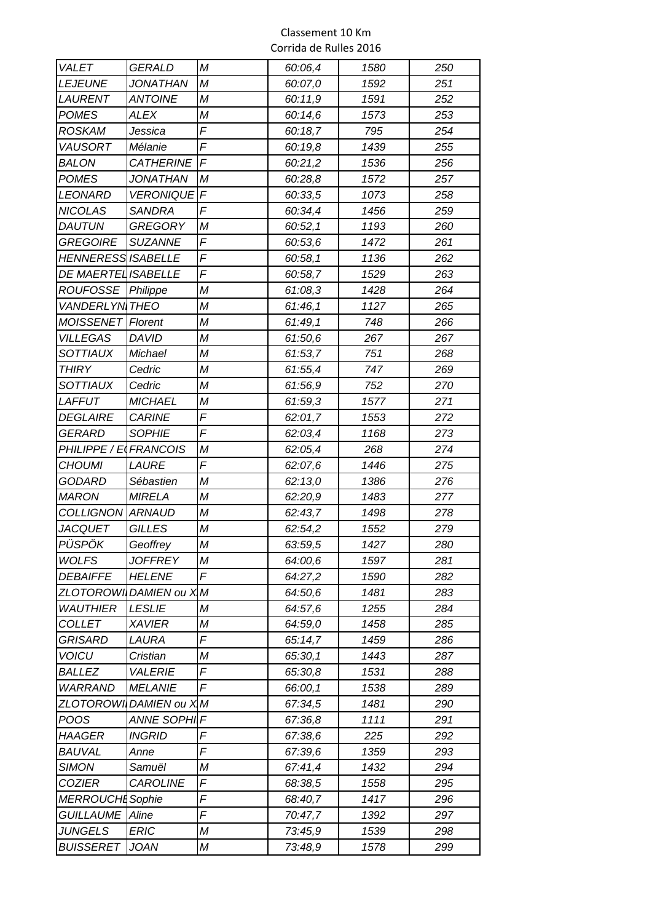Classement 10 Km
Corrida de Rulles 2016

| | | | | | |
|---|---|---|---|---|---|
| *VALET* | *GERALD* | *M* | *60:06,4* | *1580* | *250* |
| *LEJEUNE* | *JONATHAN* | *M* | *60:07,0* | *1592* | *251* |
| *LAURENT* | *ANTOINE* | *M* | *60:11,9* | *1591* | *252* |
| *POMES* | *ALEX* | *M* | *60:14,6* | *1573* | *253* |
| *ROSKAM* | *Jessica* | *F* | *60:18,7* | *795* | *254* |
| *VAUSORT* | *Mélanie* | *F* | *60:19,8* | *1439* | *255* |
| *BALON* | *CATHERINE* | *F* | *60:21,2* | *1536* | *256* |
| *POMES* | *JONATHAN* | *M* | *60:28,8* | *1572* | *257* |
| *LEONARD* | *VERONIQUE* | *F* | *60:33,5* | *1073* | *258* |
| *NICOLAS* | *SANDRA* | *F* | *60:34,4* | *1456* | *259* |
| *DAUTUN* | *GREGORY* | *M* | *60:52,1* | *1193* | *260* |
| *GREGOIRE* | *SUZANNE* | *F* | *60:53,6* | *1472* | *261* |
| *HENNERESS* | *ISABELLE* | *F* | *60:58,1* | *1136* | *262* |
| *DE MAERTEL* | *ISABELLE* | *F* | *60:58,7* | *1529* | *263* |
| *ROUFOSSE* | *Philippe* | *M* | *61:08,3* | *1428* | *264* |
| *VANDERLYN* | *THEO* | *M* | *61:46,1* | *1127* | *265* |
| *MOISSENET* | *Florent* | *M* | *61:49,1* | *748* | *266* |
| *VILLEGAS* | *DAVID* | *M* | *61:50,6* | *267* | *267* |
| *SOTTIAUX* | *Michael* | *M* | *61:53,7* | *751* | *268* |
| *THIRY* | *Cedric* | *M* | *61:55,4* | *747* | *269* |
| *SOTTIAUX* | *Cedric* | *M* | *61:56,9* | *752* | *270* |
| *LAFFUT* | *MICHAEL* | *M* | *61:59,3* | *1577* | *271* |
| *DEGLAIRE* | *CARINE* | *F* | *62:01,7* | *1553* | *272* |
| *GERARD* | *SOPHIE* | *F* | *62:03,4* | *1168* | *273* |
| *PHILIPPE / E* | *FRANCOIS* | *M* | *62:05,4* | *268* | *274* |
| *CHOUMI* | *LAURE* | *F* | *62:07,6* | *1446* | *275* |
| *GODARD* | *Sébastien* | *M* | *62:13,0* | *1386* | *276* |
| *MARON* | *MIRELA* | *M* | *62:20,9* | *1483* | *277* |
| *COLLIGNON* | *ARNAUD* | *M* | *62:43,7* | *1498* | *278* |
| *JACQUET* | *GILLES* | *M* | *62:54,2* | *1552* | *279* |
| *PÜSPÖK* | *Geoffrey* | *M* | *63:59,5* | *1427* | *280* |
| *WOLFS* | *JOFFREY* | *M* | *64:00,6* | *1597* | *281* |
| *DEBAIFFE* | *HELENE* | *F* | *64:27,2* | *1590* | *282* |
| *ZLOTOROWI* | *DAMIEN ou X* | *M* | *64:50,6* | *1481* | *283* |
| *WAUTHIER* | *LESLIE* | *M* | *64:57,6* | *1255* | *284* |
| *COLLET* | *XAVIER* | *M* | *64:59,0* | *1458* | *285* |
| *GRISARD* | *LAURA* | *F* | *65:14,7* | *1459* | *286* |
| *VOICU* | *Cristian* | *M* | *65:30,1* | *1443* | *287* |
| *BALLEZ* | *VALERIE* | *F* | *65:30,8* | *1531* | *288* |
| *WARRAND* | *MELANIE* | *F* | *66:00,1* | *1538* | *289* |
| *ZLOTOROWI* | *DAMIEN ou X* | *M* | *67:34,5* | *1481* | *290* |
| *POOS* | *ANNE SOPHI* | *F* | *67:36,8* | *1111* | *291* |
| *HAAGER* | *INGRID* | *F* | *67:38,6* | *225* | *292* |
| *BAUVAL* | *Anne* | *F* | *67:39,6* | *1359* | *293* |
| *SIMON* | *Samuël* | *M* | *67:41,4* | *1432* | *294* |
| *COZIER* | *CAROLINE* | *F* | *68:38,5* | *1558* | *295* |
| *MERROUCHE* | *Sophie* | *F* | *68:40,7* | *1417* | *296* |
| *GUILLAUME* | *Aline* | *F* | *70:47,7* | *1392* | *297* |
| *JUNGELS* | *ERIC* | *M* | *73:45,9* | *1539* | *298* |
| *BUISSERET* | *JOAN* | *M* | *73:48,9* | *1578* | *299* |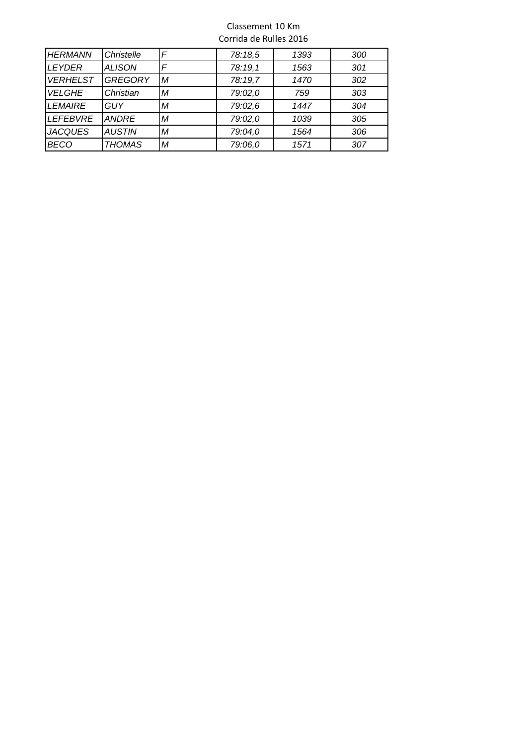Classement 10 Km

Corrida de Rulles 2016

| | | | | | |
|---|---|---|---|---|---|
| *HERMANN* | *Christelle* | *F* | *78:18,5* | *1393* | *300* |
| *LEYDER* | *ALISON* | *F* | *78:19,1* | *1563* | *301* |
| *VERHELST* | *GREGORY* | *M* | *78:19,7* | *1470* | *302* |
| *VELGHE* | *Christian* | *M* | *79:02,0* | *759* | *303* |
| *LEMAIRE* | *GUY* | *M* | *79:02,6* | *1447* | *304* |
| *LEFEBVRE* | *ANDRE* | *M* | *79:02,0* | *1039* | *305* |
| *JACQUES* | *AUSTIN* | *M* | *79:04,0* | *1564* | *306* |
| *BECO* | *THOMAS* | *M* | *79:06,0* | *1571* | *307* |